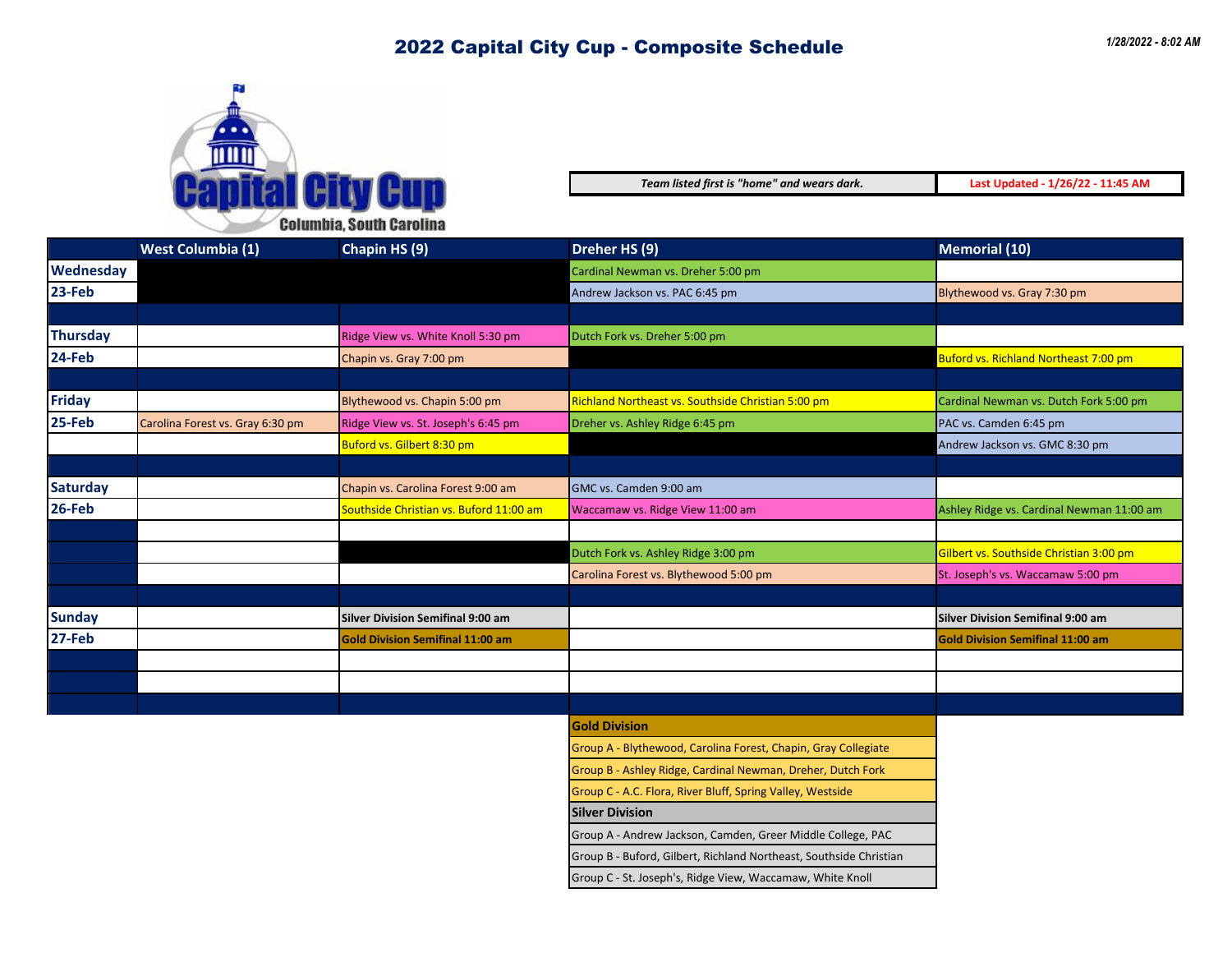# 2022 Capital City Cup - Composite Schedule

*1/28/2022 - 8:02 AM*

Capital City Cup
Columbia, South Carolina

| *Team listed first is "home" and wears dark.* | Last Updated - 1/26/22 - 11:45 AM |
|---|---|

| | West Columbia (1) | Chapin HS (9) | Dreher HS (9) | Memorial (10) |
|---|---|---|---|---|
| **Wednesday** | | | Cardinal Newman vs. Dreher 5:00 pm | |
| **23-Feb** | | | Andrew Jackson vs. PAC 6:45 pm | Blythewood vs. Gray 7:30 pm |
| | | | | |
| **Thursday** | | Ridge View vs. White Knoll 5:30 pm | Dutch Fork vs. Dreher 5:00 pm | |
| **24-Feb** | | Chapin vs. Gray 7:00 pm | | Buford vs. Richland Northeast 7:00 pm |
| | | | | |
| **Friday** | | Blythewood vs. Chapin 5:00 pm | Richland Northeast vs. Southside Christian 5:00 pm | Cardinal Newman vs. Dutch Fork 5:00 pm |
| **25-Feb** | Carolina Forest vs. Gray 6:30 pm | Ridge View vs. St. Joseph's 6:45 pm | Dreher vs. Ashley Ridge 6:45 pm | PAC vs. Camden 6:45 pm |
| | | Buford vs. Gilbert 8:30 pm | | Andrew Jackson vs. GMC 8:30 pm |
| | | | | |
| **Saturday** | | Chapin vs. Carolina Forest 9:00 am | GMC vs. Camden 9:00 am | |
| **26-Feb** | | Southside Christian vs. Buford 11:00 am | Waccamaw vs. Ridge View 11:00 am | Ashley Ridge vs. Cardinal Newman 11:00 am |
| | | | | |
| | | | Dutch Fork vs. Ashley Ridge 3:00 pm | Gilbert vs. Southside Christian 3:00 pm |
| | | | Carolina Forest vs. Blythewood 5:00 pm | St. Joseph's vs. Waccamaw 5:00 pm |
| | | | | |
| **Sunday** | | **Silver Division Semifinal 9:00 am** | | **Silver Division Semifinal 9:00 am** |
| **27-Feb** | | **Gold Division Semifinal 11:00 am** | | **Gold Division Semifinal 11:00 am** |

| **Gold Division** |
|---|
| Group A - Blythewood, Carolina Forest, Chapin, Gray Collegiate |
| Group B - Ashley Ridge, Cardinal Newman, Dreher, Dutch Fork |
| Group C - A.C. Flora, River Bluff, Spring Valley, Westside |
| **Silver Division** |
| Group A - Andrew Jackson, Camden, Greer Middle College, PAC |
| Group B - Buford, Gilbert, Richland Northeast, Southside Christian |
| Group C - St. Joseph's, Ridge View, Waccamaw, White Knoll |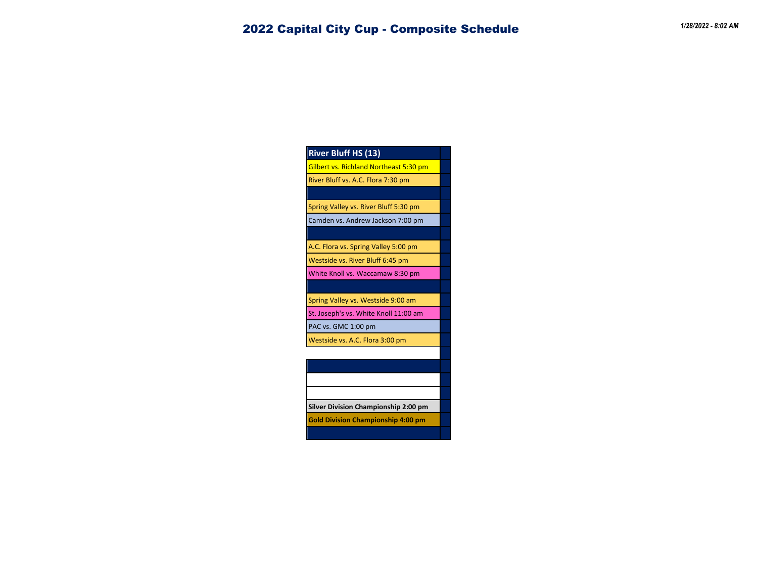# 2022 Capital City Cup - Composite Schedule

*1/28/2022 - 8:02 AM*

| River Bluff HS (13) | |
|---|---|
| Gilbert vs. Richland Northeast 5:30 pm | |
| River Bluff vs. A.C. Flora 7:30 pm | |
| | |
| Spring Valley vs. River Bluff 5:30 pm | |
| Camden vs. Andrew Jackson 7:00 pm | |
| | |
| A.C. Flora vs. Spring Valley 5:00 pm | |
| Westside vs. River Bluff 6:45 pm | |
| White Knoll vs. Waccamaw 8:30 pm | |
| | |
| Spring Valley vs. Westside 9:00 am | |
| St. Joseph's vs. White Knoll 11:00 am | |
| PAC vs. GMC 1:00 pm | |
| Westside vs. A.C. Flora 3:00 pm | |
| | |
| | |
| | |
| | |
| **Silver Division Championship 2:00 pm** | |
| **Gold Division Championship 4:00 pm** | |
| | |